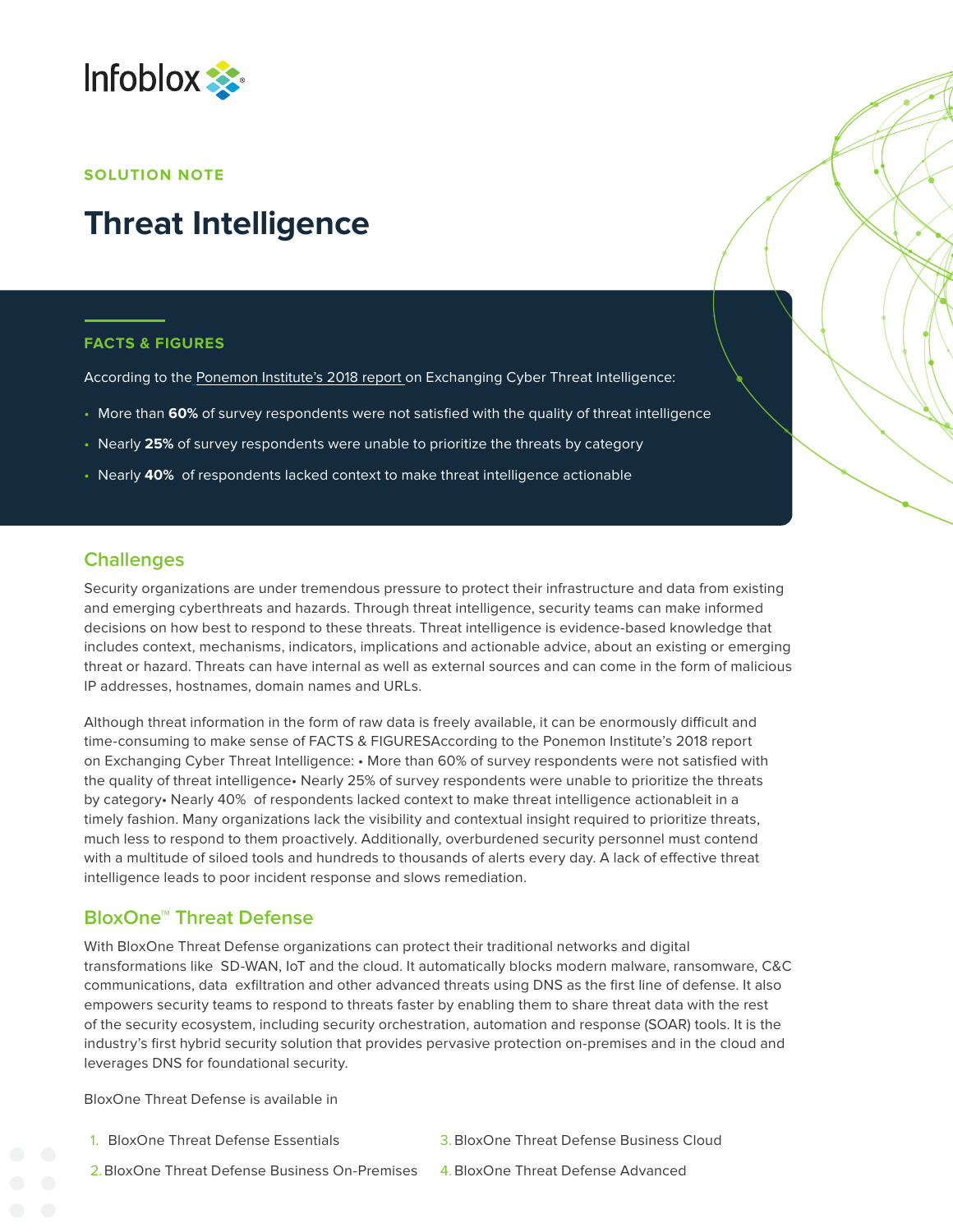SOLUTION NOTE

# Threat Intelligence

## FACTS & FIGURES

According to the Ponemon Institute's 2018 report on Exchanging Cyber Threat Intelligence:

- More than **60%** of survey respondents were not satisfied with the quality of threat intelligence
- Nearly **25%** of survey respondents were unable to prioritize the threats by category
- Nearly **40%** of respondents lacked context to make threat intelligence actionable

## Challenges

Security organizations are under tremendous pressure to protect their infrastructure and data from existing and emerging cyberthreats and hazards. Through threat intelligence, security teams can make informed decisions on how best to respond to these threats. Threat intelligence is evidence-based knowledge that includes context, mechanisms, indicators, implications and actionable advice, about an existing or emerging threat or hazard. Threats can have internal as well as external sources and can come in the form of malicious IP addresses, hostnames, domain names and URLs.

Although threat information in the form of raw data is freely available, it can be enormously difficult and time-consuming to make sense of FACTS & FIGURESAccording to the Ponemon Institute's 2018 report on Exchanging Cyber Threat Intelligence: • More than 60% of survey respondents were not satisfied with the quality of threat intelligence• Nearly 25% of survey respondents were unable to prioritize the threats by category• Nearly 40% of respondents lacked context to make threat intelligence actionableit in a timely fashion. Many organizations lack the visibility and contextual insight required to prioritize threats, much less to respond to them proactively. Additionally, overburdened security personnel must contend with a multitude of siloed tools and hundreds to thousands of alerts every day. A lack of effective threat intelligence leads to poor incident response and slows remediation.

## BloxOne™ Threat Defense

With BloxOne Threat Defense organizations can protect their traditional networks and digital transformations like SD-WAN, IoT and the cloud. It automatically blocks modern malware, ransomware, C&C communications, data exfiltration and other advanced threats using DNS as the first line of defense. It also empowers security teams to respond to threats faster by enabling them to share threat data with the rest of the security ecosystem, including security orchestration, automation and response (SOAR) tools. It is the industry's first hybrid security solution that provides pervasive protection on-premises and in the cloud and leverages DNS for foundational security.

BloxOne Threat Defense is available in

1. BloxOne Threat Defense Essentials
2. BloxOne Threat Defense Business On-Premises
3. BloxOne Threat Defense Business Cloud
4. BloxOne Threat Defense Advanced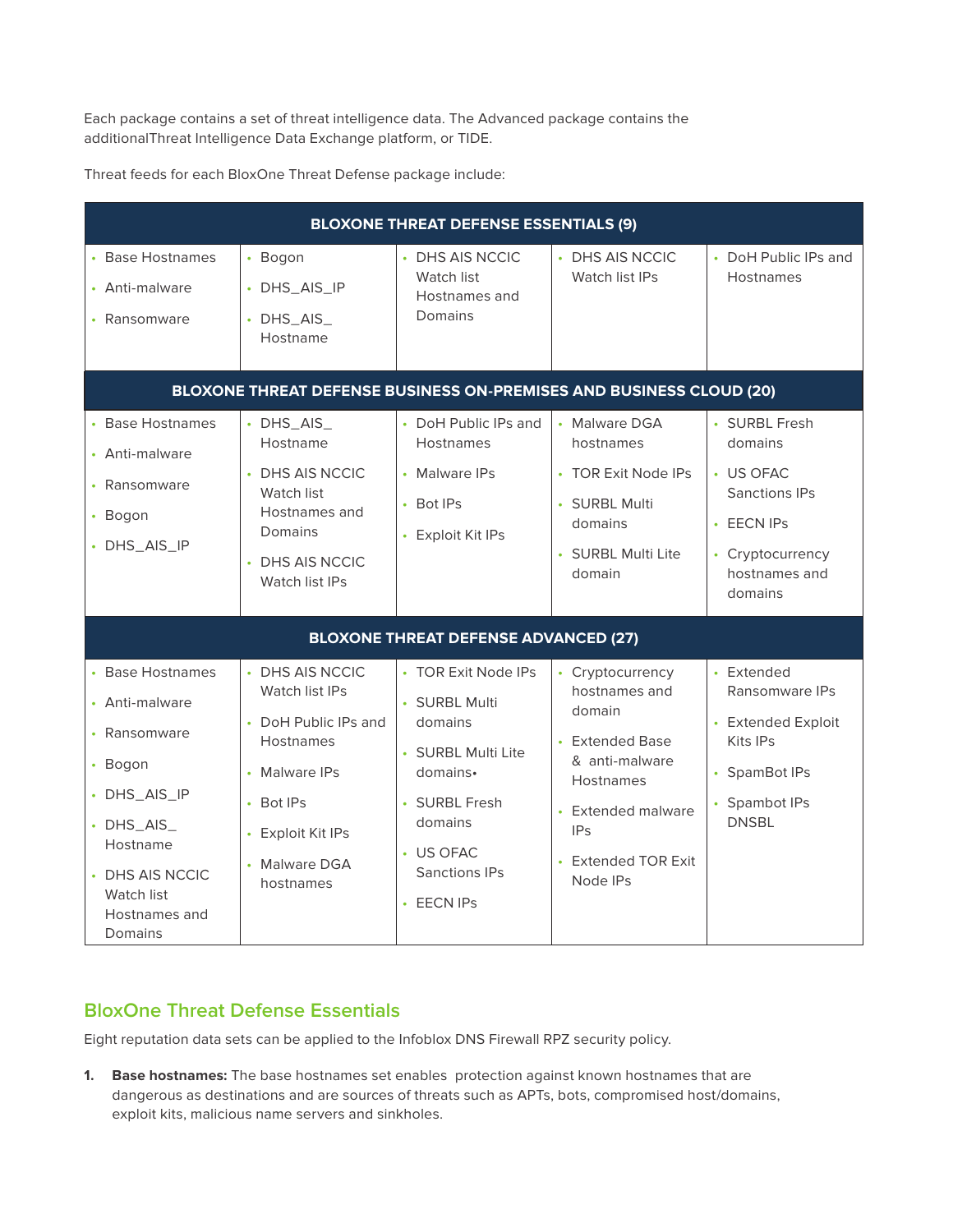Each package contains a set of threat intelligence data. The Advanced package contains the additionalThreat Intelligence Data Exchange platform, or TIDE.

Threat feeds for each BloxOne Threat Defense package include:

| BLOXONE THREAT DEFENSE ESSENTIALS (9) | | | | |
|---|---|---|---|---|
| • Base Hostnames<br>• Anti-malware<br>• Ransomware | • Bogon<br>• DHS_AIS_IP<br>• DHS_AIS_ Hostname | • DHS AIS NCCIC Watch list Hostnames and Domains | • DHS AIS NCCIC Watch list IPs | • DoH Public IPs and Hostnames |
| **BLOXONE THREAT DEFENSE BUSINESS ON-PREMISES AND BUSINESS CLOUD (20)** | | | | |
| • Base Hostnames<br>• Anti-malware<br>• Ransomware<br>• Bogon<br>• DHS_AIS_IP | • DHS_AIS_ Hostname<br>• DHS AIS NCCIC Watch list Hostnames and Domains<br>• DHS AIS NCCIC Watch list IPs | • DoH Public IPs and Hostnames<br>• Malware IPs<br>• Bot IPs<br>• Exploit Kit IPs | • Malware DGA hostnames<br>• TOR Exit Node IPs<br>• SURBL Multi domains<br>• SURBL Multi Lite domain | • SURBL Fresh domains<br>• US OFAC Sanctions IPs<br>• EECN IPs<br>• Cryptocurrency hostnames and domains |
| **BLOXONE THREAT DEFENSE ADVANCED (27)** | | | | |
| • Base Hostnames<br>• Anti-malware<br>• Ransomware<br>• Bogon<br>• DHS_AIS_IP<br>• DHS_AIS_ Hostname<br>• DHS AIS NCCIC Watch list Hostnames and Domains | • DHS AIS NCCIC Watch list IPs<br>• DoH Public IPs and Hostnames<br>• Malware IPs<br>• Bot IPs<br>• Exploit Kit IPs<br>• Malware DGA hostnames | • TOR Exit Node IPs<br>• SURBL Multi domains<br>• SURBL Multi Lite domains•<br>• SURBL Fresh domains<br>• US OFAC Sanctions IPs<br>• EECN IPs | • Cryptocurrency hostnames and domain<br>• Extended Base & anti-malware Hostnames<br>• Extended malware IPs<br>• Extended TOR Exit Node IPs | • Extended Ransomware IPs<br>• Extended Exploit Kits IPs<br>• SpamBot IPs<br>• Spambot IPs DNSBL |

## BloxOne Threat Defense Essentials

Eight reputation data sets can be applied to the Infoblox DNS Firewall RPZ security policy.

1. **Base hostnames:** The base hostnames set enables protection against known hostnames that are dangerous as destinations and are sources of threats such as APTs, bots, compromised host/domains, exploit kits, malicious name servers and sinkholes.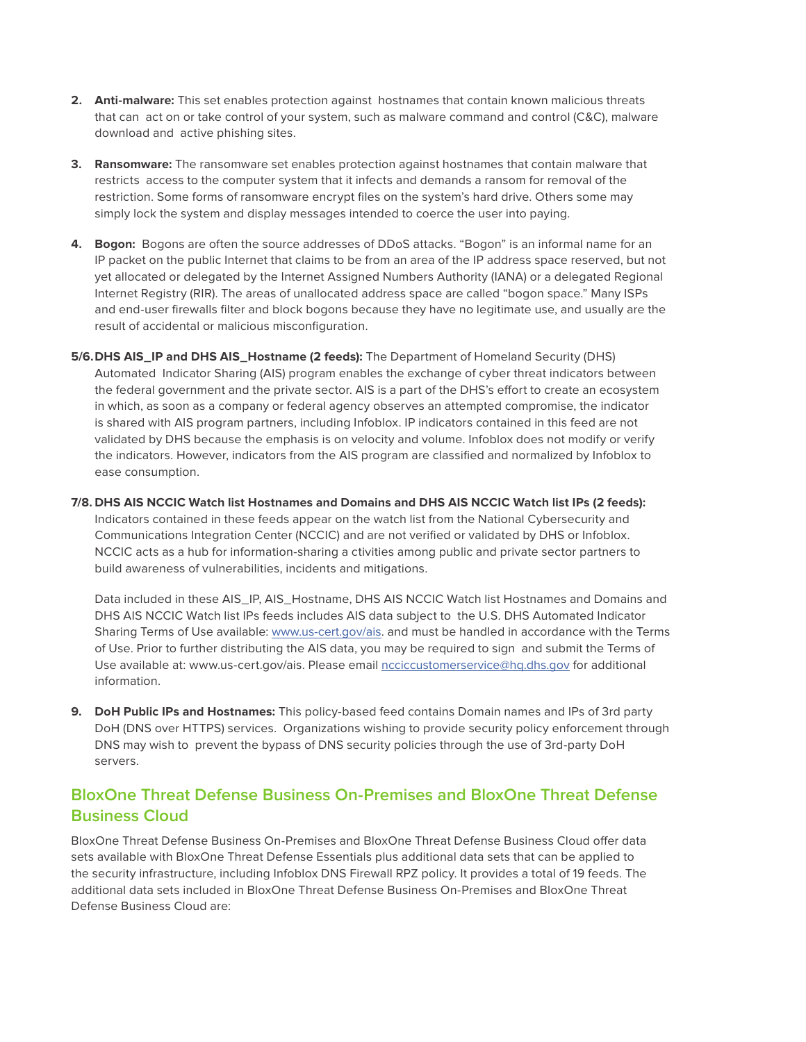2. **Anti-malware:** This set enables protection against hostnames that contain known malicious threats that can act on or take control of your system, such as malware command and control (C&C), malware download and active phishing sites.

3. **Ransomware:** The ransomware set enables protection against hostnames that contain malware that restricts access to the computer system that it infects and demands a ransom for removal of the restriction. Some forms of ransomware encrypt files on the system's hard drive. Others some may simply lock the system and display messages intended to coerce the user into paying.

4. **Bogon:** Bogons are often the source addresses of DDoS attacks. "Bogon" is an informal name for an IP packet on the public Internet that claims to be from an area of the IP address space reserved, but not yet allocated or delegated by the Internet Assigned Numbers Authority (IANA) or a delegated Regional Internet Registry (RIR). The areas of unallocated address space are called "bogon space." Many ISPs and end-user firewalls filter and block bogons because they have no legitimate use, and usually are the result of accidental or malicious misconfiguration.

5/6. **DHS AIS_IP and DHS AIS_Hostname (2 feeds):** The Department of Homeland Security (DHS) Automated Indicator Sharing (AIS) program enables the exchange of cyber threat indicators between the federal government and the private sector. AIS is a part of the DHS's effort to create an ecosystem in which, as soon as a company or federal agency observes an attempted compromise, the indicator is shared with AIS program partners, including Infoblox. IP indicators contained in this feed are not validated by DHS because the emphasis is on velocity and volume. Infoblox does not modify or verify the indicators. However, indicators from the AIS program are classified and normalized by Infoblox to ease consumption.

7/8. **DHS AIS NCCIC Watch list Hostnames and Domains and DHS AIS NCCIC Watch list IPs (2 feeds):** Indicators contained in these feeds appear on the watch list from the National Cybersecurity and Communications Integration Center (NCCIC) and are not verified or validated by DHS or Infoblox. NCCIC acts as a hub for information-sharing a ctivities among public and private sector partners to build awareness of vulnerabilities, incidents and mitigations.

   Data included in these AIS_IP, AIS_Hostname, DHS AIS NCCIC Watch list Hostnames and Domains and DHS AIS NCCIC Watch list IPs feeds includes AIS data subject to the U.S. DHS Automated Indicator Sharing Terms of Use available: [www.us-cert.gov/ais](www.us-cert.gov/ais). and must be handled in accordance with the Terms of Use. Prior to further distributing the AIS data, you may be required to sign and submit the Terms of Use available at: www.us-cert.gov/ais. Please email [ncciccustomerservice@hq.dhs.gov](mailto:ncciccustomerservice@hq.dhs.gov) for additional information.

9. **DoH Public IPs and Hostnames:** This policy-based feed contains Domain names and IPs of 3rd party DoH (DNS over HTTPS) services. Organizations wishing to provide security policy enforcement through DNS may wish to prevent the bypass of DNS security policies through the use of 3rd-party DoH servers.

## BloxOne Threat Defense Business On-Premises and BloxOne Threat Defense Business Cloud

BloxOne Threat Defense Business On-Premises and BloxOne Threat Defense Business Cloud offer data sets available with BloxOne Threat Defense Essentials plus additional data sets that can be applied to the security infrastructure, including Infoblox DNS Firewall RPZ policy. It provides a total of 19 feeds. The additional data sets included in BloxOne Threat Defense Business On-Premises and BloxOne Threat Defense Business Cloud are: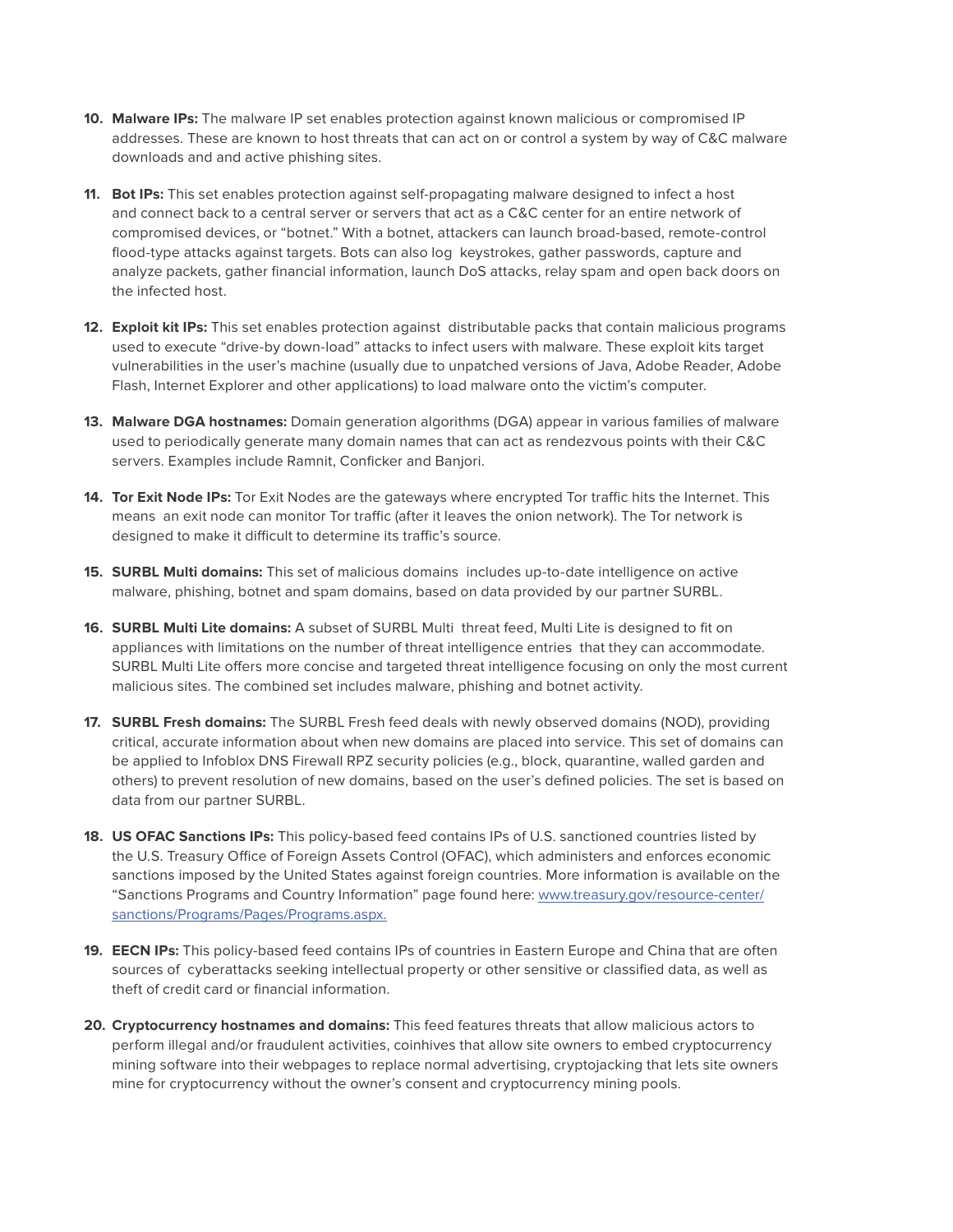10. **Malware IPs:** The malware IP set enables protection against known malicious or compromised IP addresses. These are known to host threats that can act on or control a system by way of C&C malware downloads and and active phishing sites.

11. **Bot IPs:** This set enables protection against self-propagating malware designed to infect a host and connect back to a central server or servers that act as a C&C center for an entire network of compromised devices, or "botnet." With a botnet, attackers can launch broad-based, remote-control flood-type attacks against targets. Bots can also log keystrokes, gather passwords, capture and analyze packets, gather financial information, launch DoS attacks, relay spam and open back doors on the infected host.

12. **Exploit kit IPs:** This set enables protection against distributable packs that contain malicious programs used to execute "drive-by down-load" attacks to infect users with malware. These exploit kits target vulnerabilities in the user's machine (usually due to unpatched versions of Java, Adobe Reader, Adobe Flash, Internet Explorer and other applications) to load malware onto the victim's computer.

13. **Malware DGA hostnames:** Domain generation algorithms (DGA) appear in various families of malware used to periodically generate many domain names that can act as rendezvous points with their C&C servers. Examples include Ramnit, Conficker and Banjori.

14. **Tor Exit Node IPs:** Tor Exit Nodes are the gateways where encrypted Tor traffic hits the Internet. This means an exit node can monitor Tor traffic (after it leaves the onion network). The Tor network is designed to make it difficult to determine its traffic's source.

15. **SURBL Multi domains:** This set of malicious domains includes up-to-date intelligence on active malware, phishing, botnet and spam domains, based on data provided by our partner SURBL.

16. **SURBL Multi Lite domains:** A subset of SURBL Multi threat feed, Multi Lite is designed to fit on appliances with limitations on the number of threat intelligence entries that they can accommodate. SURBL Multi Lite offers more concise and targeted threat intelligence focusing on only the most current malicious sites. The combined set includes malware, phishing and botnet activity.

17. **SURBL Fresh domains:** The SURBL Fresh feed deals with newly observed domains (NOD), providing critical, accurate information about when new domains are placed into service. This set of domains can be applied to Infoblox DNS Firewall RPZ security policies (e.g., block, quarantine, walled garden and others) to prevent resolution of new domains, based on the user's defined policies. The set is based on data from our partner SURBL.

18. **US OFAC Sanctions IPs:** This policy-based feed contains IPs of U.S. sanctioned countries listed by the U.S. Treasury Office of Foreign Assets Control (OFAC), which administers and enforces economic sanctions imposed by the United States against foreign countries. More information is available on the "Sanctions Programs and Country Information" page found here: [www.treasury.gov/resource-center/sanctions/Programs/Pages/Programs.aspx.](www.treasury.gov/resource-center/sanctions/Programs/Pages/Programs.aspx)

19. **EECN IPs:** This policy-based feed contains IPs of countries in Eastern Europe and China that are often sources of cyberattacks seeking intellectual property or other sensitive or classified data, as well as theft of credit card or financial information.

20. **Cryptocurrency hostnames and domains:** This feed features threats that allow malicious actors to perform illegal and/or fraudulent activities, coinhives that allow site owners to embed cryptocurrency mining software into their webpages to replace normal advertising, cryptojacking that lets site owners mine for cryptocurrency without the owner's consent and cryptocurrency mining pools.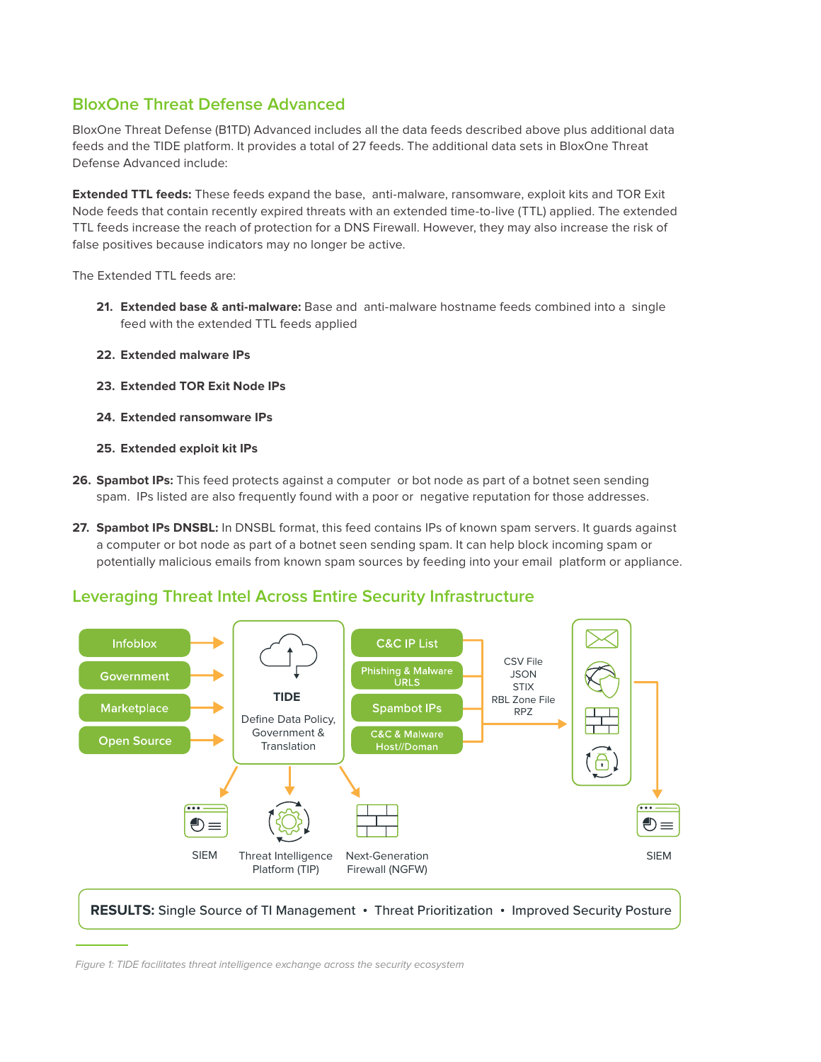## BloxOne Threat Defense Advanced

BloxOne Threat Defense (B1TD) Advanced includes all the data feeds described above plus additional data feeds and the TIDE platform. It provides a total of 27 feeds. The additional data sets in BloxOne Threat Defense Advanced include:

**Extended TTL feeds:** These feeds expand the base, anti-malware, ransomware, exploit kits and TOR Exit Node feeds that contain recently expired threats with an extended time-to-live (TTL) applied. The extended TTL feeds increase the reach of protection for a DNS Firewall. However, they may also increase the risk of false positives because indicators may no longer be active.

The Extended TTL feeds are:

21. **Extended base & anti-malware:** Base and anti-malware hostname feeds combined into a single feed with the extended TTL feeds applied
22. **Extended malware IPs**
23. **Extended TOR Exit Node IPs**
24. **Extended ransomware IPs**
25. **Extended exploit kit IPs**

26. **Spambot IPs:** This feed protects against a computer or bot node as part of a botnet seen sending spam. IPs listed are also frequently found with a poor or negative reputation for those addresses.
27. **Spambot IPs DNSBL:** In DNSBL format, this feed contains IPs of known spam servers. It guards against a computer or bot node as part of a botnet seen sending spam. It can help block incoming spam or potentially malicious emails from known spam sources by feeding into your email platform or appliance.

## Leveraging Threat Intel Across Entire Security Infrastructure

**RESULTS:** Single Source of TI Management • Threat Prioritization • Improved Security Posture

*Figure 1: TIDE facilitates threat intelligence exchange across the security ecosystem*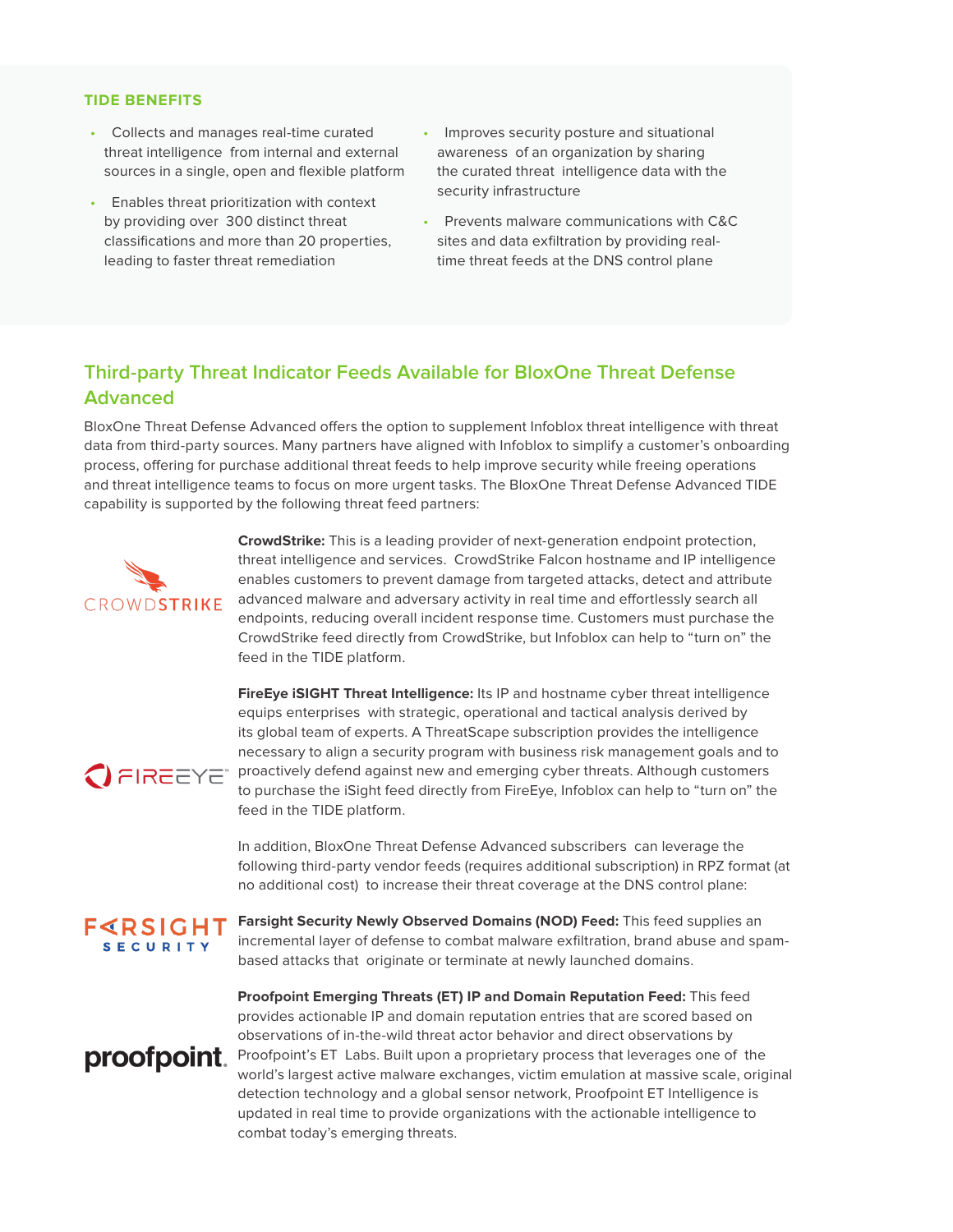**TIDE BENEFITS**

- Collects and manages real-time curated threat intelligence from internal and external sources in a single, open and flexible platform
- Enables threat prioritization with context by providing over 300 distinct threat classifications and more than 20 properties, leading to faster threat remediation
- Improves security posture and situational awareness of an organization by sharing the curated threat intelligence data with the security infrastructure
- Prevents malware communications with C&C sites and data exfiltration by providing real-time threat feeds at the DNS control plane

## Third-party Threat Indicator Feeds Available for BloxOne Threat Defense Advanced

BloxOne Threat Defense Advanced offers the option to supplement Infoblox threat intelligence with threat data from third-party sources. Many partners have aligned with Infoblox to simplify a customer's onboarding process, offering for purchase additional threat feeds to help improve security while freeing operations and threat intelligence teams to focus on more urgent tasks. The BloxOne Threat Defense Advanced TIDE capability is supported by the following threat feed partners:

**CrowdStrike:** This is a leading provider of next-generation endpoint protection, threat intelligence and services. CrowdStrike Falcon hostname and IP intelligence enables customers to prevent damage from targeted attacks, detect and attribute advanced malware and adversary activity in real time and effortlessly search all endpoints, reducing overall incident response time. Customers must purchase the CrowdStrike feed directly from CrowdStrike, but Infoblox can help to "turn on" the feed in the TIDE platform.

**FireEye iSIGHT Threat Intelligence:** Its IP and hostname cyber threat intelligence equips enterprises with strategic, operational and tactical analysis derived by its global team of experts. A ThreatScape subscription provides the intelligence necessary to align a security program with business risk management goals and to proactively defend against new and emerging cyber threats. Although customers to purchase the iSight feed directly from FireEye, Infoblox can help to "turn on" the feed in the TIDE platform.

In addition, BloxOne Threat Defense Advanced subscribers can leverage the following third-party vendor feeds (requires additional subscription) in RPZ format (at no additional cost) to increase their threat coverage at the DNS control plane:

**Farsight Security Newly Observed Domains (NOD) Feed:** This feed supplies an incremental layer of defense to combat malware exfiltration, brand abuse and spam-based attacks that originate or terminate at newly launched domains.

**Proofpoint Emerging Threats (ET) IP and Domain Reputation Feed:** This feed provides actionable IP and domain reputation entries that are scored based on observations of in-the-wild threat actor behavior and direct observations by Proofpoint's ET Labs. Built upon a proprietary process that leverages one of the world's largest active malware exchanges, victim emulation at massive scale, original detection technology and a global sensor network, Proofpoint ET Intelligence is updated in real time to provide organizations with the actionable intelligence to combat today's emerging threats.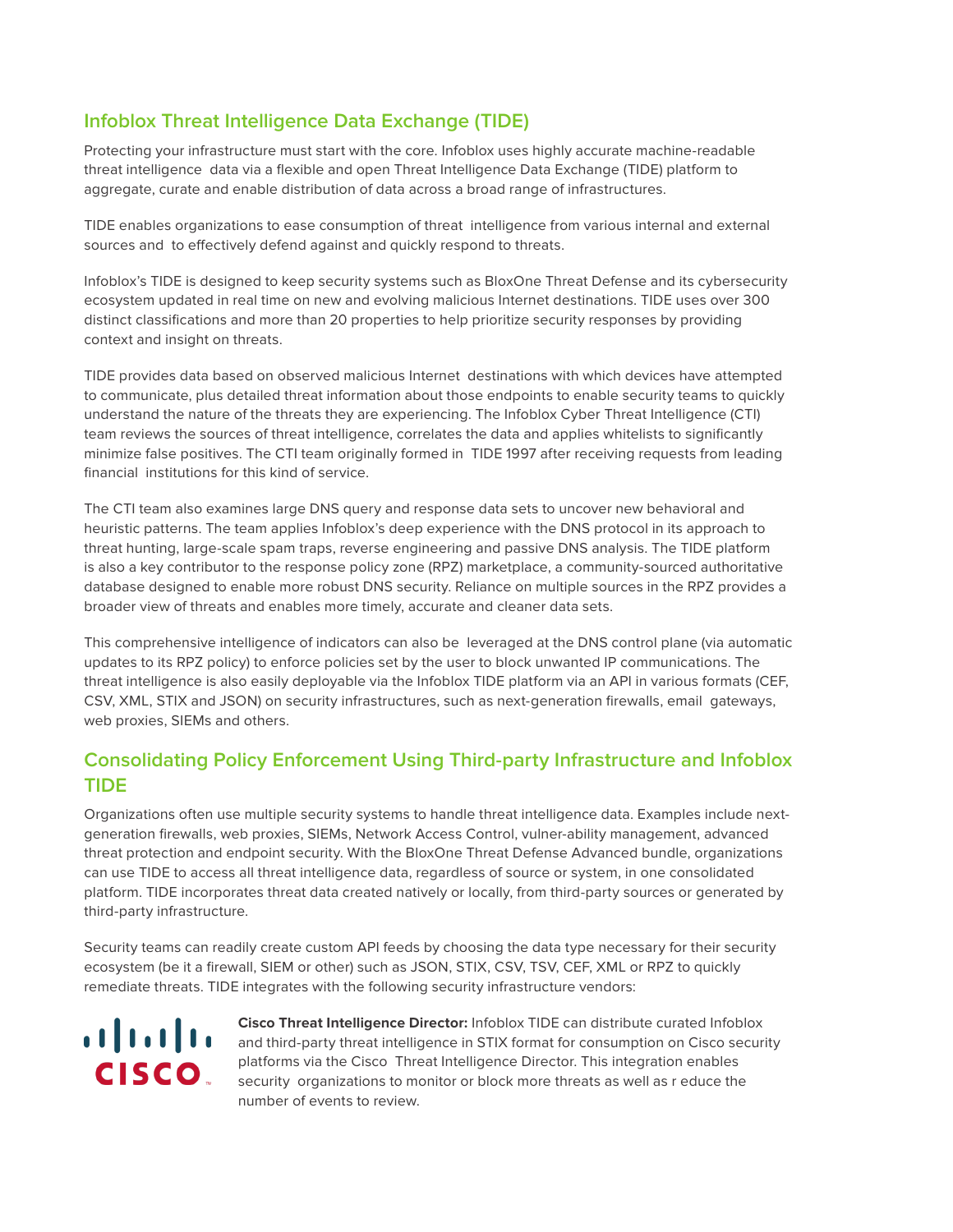## Infoblox Threat Intelligence Data Exchange (TIDE)

Protecting your infrastructure must start with the core. Infoblox uses highly accurate machine-readable threat intelligence data via a flexible and open Threat Intelligence Data Exchange (TIDE) platform to aggregate, curate and enable distribution of data across a broad range of infrastructures.

TIDE enables organizations to ease consumption of threat intelligence from various internal and external sources and to effectively defend against and quickly respond to threats.

Infoblox's TIDE is designed to keep security systems such as BloxOne Threat Defense and its cybersecurity ecosystem updated in real time on new and evolving malicious Internet destinations. TIDE uses over 300 distinct classifications and more than 20 properties to help prioritize security responses by providing context and insight on threats.

TIDE provides data based on observed malicious Internet destinations with which devices have attempted to communicate, plus detailed threat information about those endpoints to enable security teams to quickly understand the nature of the threats they are experiencing. The Infoblox Cyber Threat Intelligence (CTI) team reviews the sources of threat intelligence, correlates the data and applies whitelists to significantly minimize false positives. The CTI team originally formed in TIDE 1997 after receiving requests from leading financial institutions for this kind of service.

The CTI team also examines large DNS query and response data sets to uncover new behavioral and heuristic patterns. The team applies Infoblox's deep experience with the DNS protocol in its approach to threat hunting, large-scale spam traps, reverse engineering and passive DNS analysis. The TIDE platform is also a key contributor to the response policy zone (RPZ) marketplace, a community-sourced authoritative database designed to enable more robust DNS security. Reliance on multiple sources in the RPZ provides a broader view of threats and enables more timely, accurate and cleaner data sets.

This comprehensive intelligence of indicators can also be leveraged at the DNS control plane (via automatic updates to its RPZ policy) to enforce policies set by the user to block unwanted IP communications. The threat intelligence is also easily deployable via the Infoblox TIDE platform via an API in various formats (CEF, CSV, XML, STIX and JSON) on security infrastructures, such as next-generation firewalls, email gateways, web proxies, SIEMs and others.

## Consolidating Policy Enforcement Using Third-party Infrastructure and Infoblox TIDE

Organizations often use multiple security systems to handle threat intelligence data. Examples include next-generation firewalls, web proxies, SIEMs, Network Access Control, vulner-ability management, advanced threat protection and endpoint security. With the BloxOne Threat Defense Advanced bundle, organizations can use TIDE to access all threat intelligence data, regardless of source or system, in one consolidated platform. TIDE incorporates threat data created natively or locally, from third-party sources or generated by third-party infrastructure.

Security teams can readily create custom API feeds by choosing the data type necessary for their security ecosystem (be it a firewall, SIEM or other) such as JSON, STIX, CSV, TSV, CEF, XML or RPZ to quickly remediate threats. TIDE integrates with the following security infrastructure vendors:

**Cisco Threat Intelligence Director:** Infoblox TIDE can distribute curated Infoblox and third-party threat intelligence in STIX format for consumption on Cisco security platforms via the Cisco Threat Intelligence Director. This integration enables security organizations to monitor or block more threats as well as r educe the number of events to review.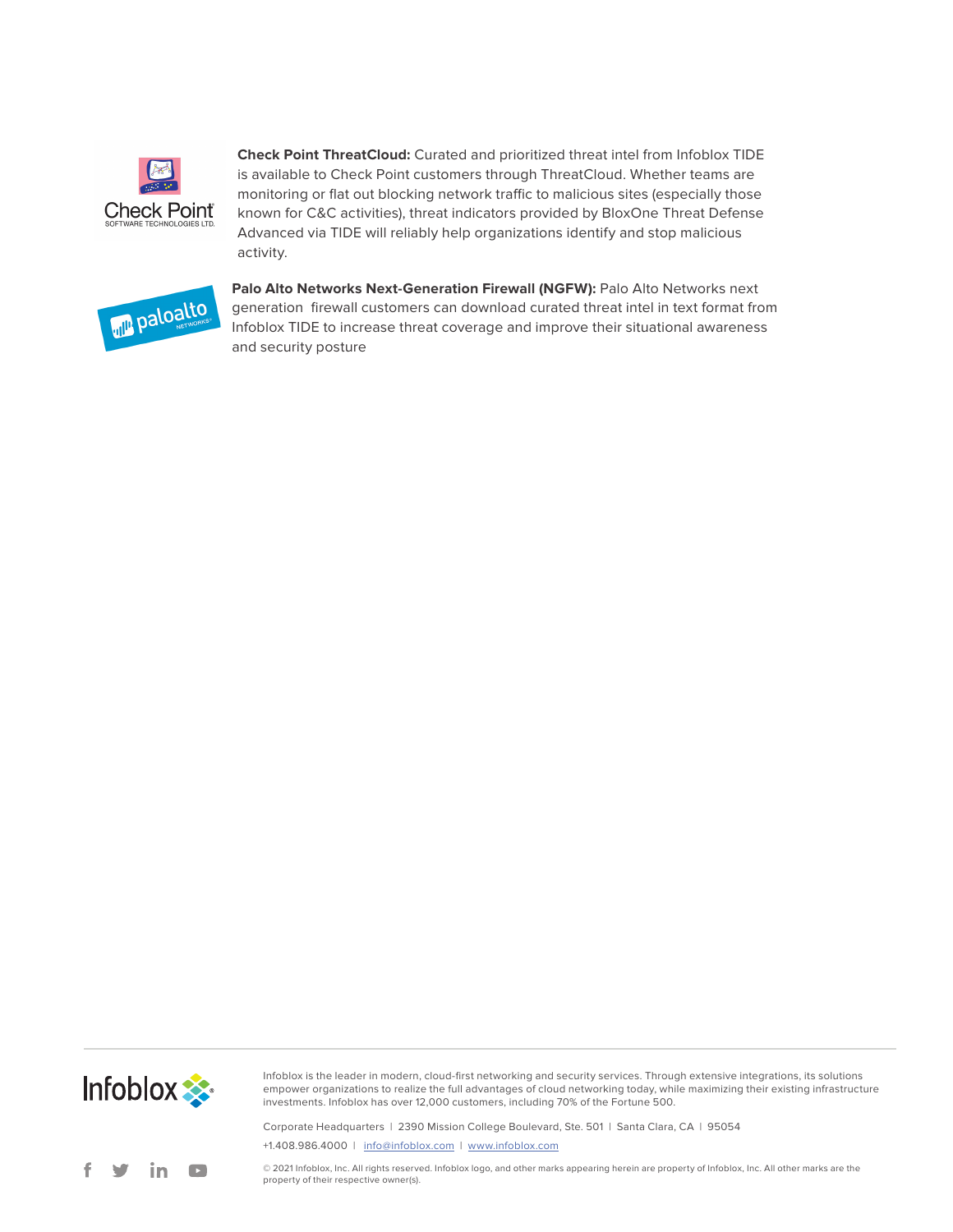**Check Point ThreatCloud:** Curated and prioritized threat intel from Infoblox TIDE is available to Check Point customers through ThreatCloud. Whether teams are monitoring or flat out blocking network traffic to malicious sites (especially those known for C&C activities), threat indicators provided by BloxOne Threat Defense Advanced via TIDE will reliably help organizations identify and stop malicious activity.

**Palo Alto Networks Next-Generation Firewall (NGFW):** Palo Alto Networks next generation firewall customers can download curated threat intel in text format from Infoblox TIDE to increase threat coverage and improve their situational awareness and security posture

Infoblox is the leader in modern, cloud-first networking and security services. Through extensive integrations, its solutions empower organizations to realize the full advantages of cloud networking today, while maximizing their existing infrastructure investments. Infoblox has over 12,000 customers, including 70% of the Fortune 500.

Corporate Headquarters | 2390 Mission College Boulevard, Ste. 501 | Santa Clara, CA | 95054

+1.408.986.4000 | info@infoblox.com | www.infoblox.com

© 2021 Infoblox, Inc. All rights reserved. Infoblox logo, and other marks appearing herein are property of Infoblox, Inc. All other marks are the property of their respective owner(s).